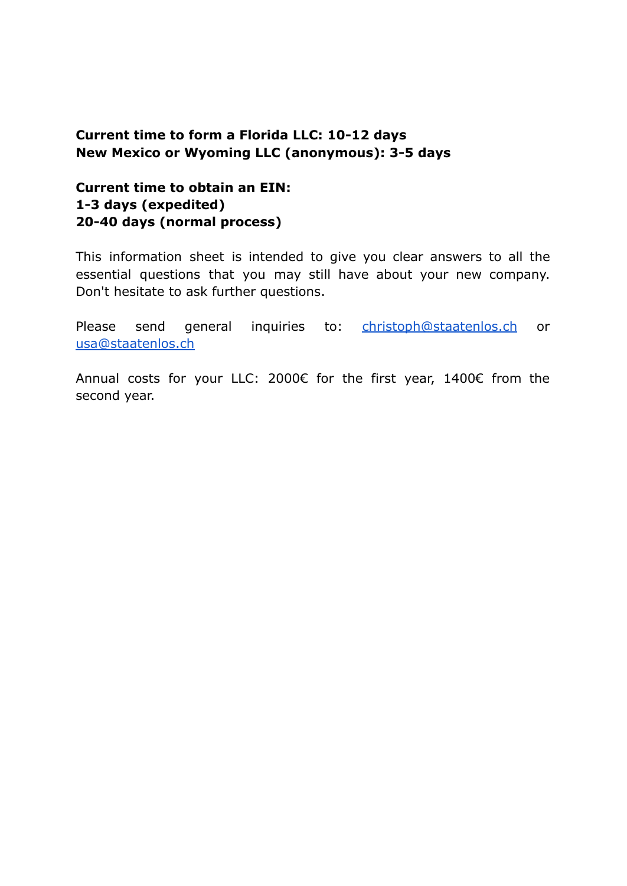**Current time to form a Florida LLC: 10-12 days**
**New Mexico or Wyoming LLC (anonymous): 3-5 days**

**Current time to obtain an EIN:**
**1-3 days (expedited)**
**20-40 days (normal process)**

This information sheet is intended to give you clear answers to all the essential questions that you may still have about your new company. Don't hesitate to ask further questions.

Please send general inquiries to: christoph@staatenlos.ch or usa@staatenlos.ch

Annual costs for your LLC: 2000€ for the first year, 1400€ from the second year.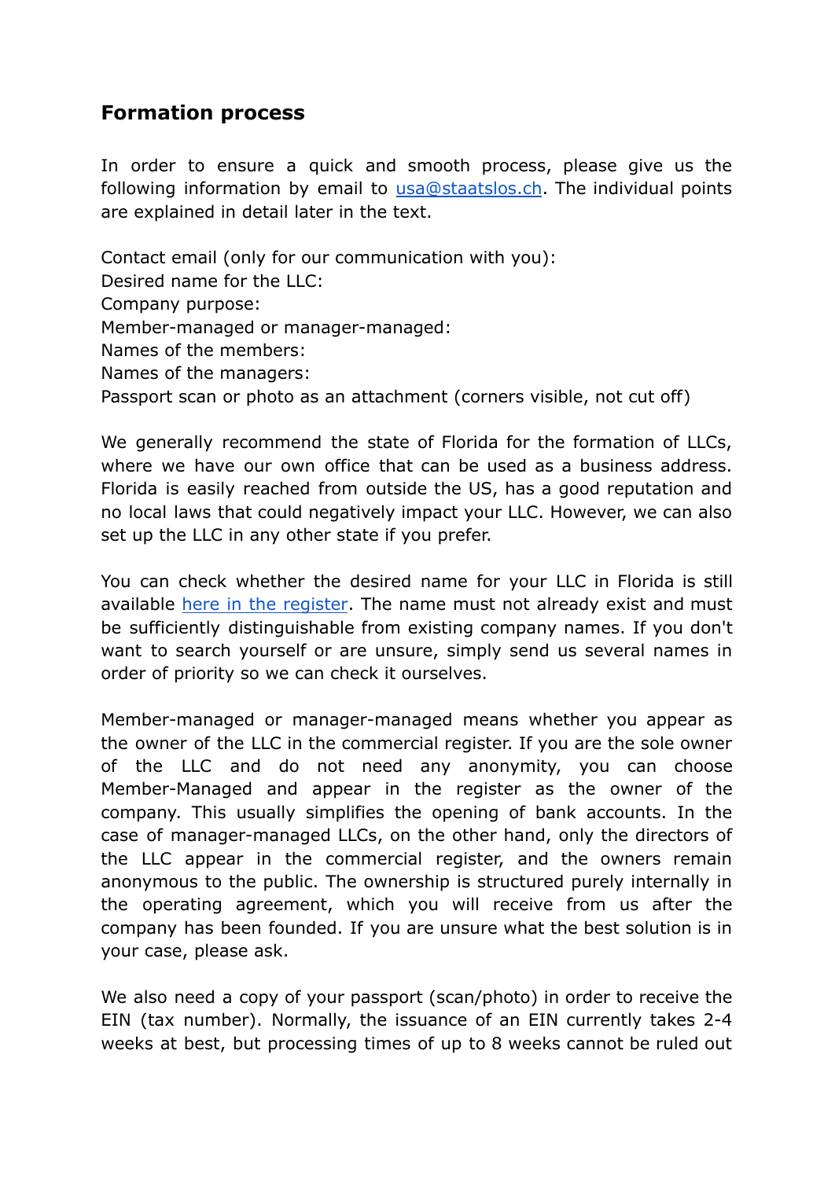## Formation process

In order to ensure a quick and smooth process, please give us the following information by email to [usa@staatslos.ch](mailto:usa@staatslos.ch). The individual points are explained in detail later in the text.

Contact email (only for our communication with you):
Desired name for the LLC:
Company purpose:
Member-managed or manager-managed:
Names of the members:
Names of the managers:
Passport scan or photo as an attachment (corners visible, not cut off)

We generally recommend the state of Florida for the formation of LLCs, where we have our own office that can be used as a business address. Florida is easily reached from outside the US, has a good reputation and no local laws that could negatively impact your LLC. However, we can also set up the LLC in any other state if you prefer.

You can check whether the desired name for your LLC in Florida is still available here in the register. The name must not already exist and must be sufficiently distinguishable from existing company names. If you don't want to search yourself or are unsure, simply send us several names in order of priority so we can check it ourselves.

Member-managed or manager-managed means whether you appear as the owner of the LLC in the commercial register. If you are the sole owner of the LLC and do not need any anonymity, you can choose Member-Managed and appear in the register as the owner of the company. This usually simplifies the opening of bank accounts. In the case of manager-managed LLCs, on the other hand, only the directors of the LLC appear in the commercial register, and the owners remain anonymous to the public. The ownership is structured purely internally in the operating agreement, which you will receive from us after the company has been founded. If you are unsure what the best solution is in your case, please ask.

We also need a copy of your passport (scan/photo) in order to receive the EIN (tax number). Normally, the issuance of an EIN currently takes 2-4 weeks at best, but processing times of up to 8 weeks cannot be ruled out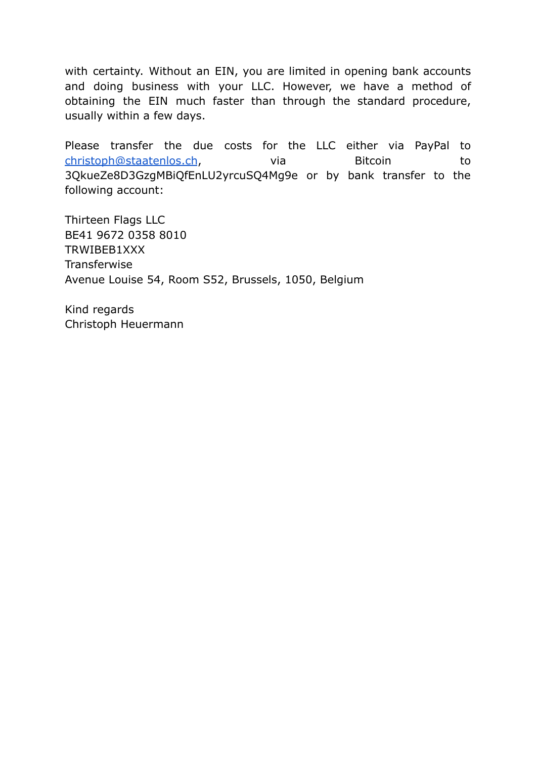with certainty. Without an EIN, you are limited in opening bank accounts and doing business with your LLC. However, we have a method of obtaining the EIN much faster than through the standard procedure, usually within a few days.

Please transfer the due costs for the LLC either via PayPal to christoph@staatenlos.ch, via Bitcoin to 3QkueZe8D3GzgMBiQfEnLU2yrcuSQ4Mg9e or by bank transfer to the following account:

Thirteen Flags LLC
BE41 9672 0358 8010
TRWIBEB1XXX
Transferwise
Avenue Louise 54, Room S52, Brussels, 1050, Belgium

Kind regards
Christoph Heuermann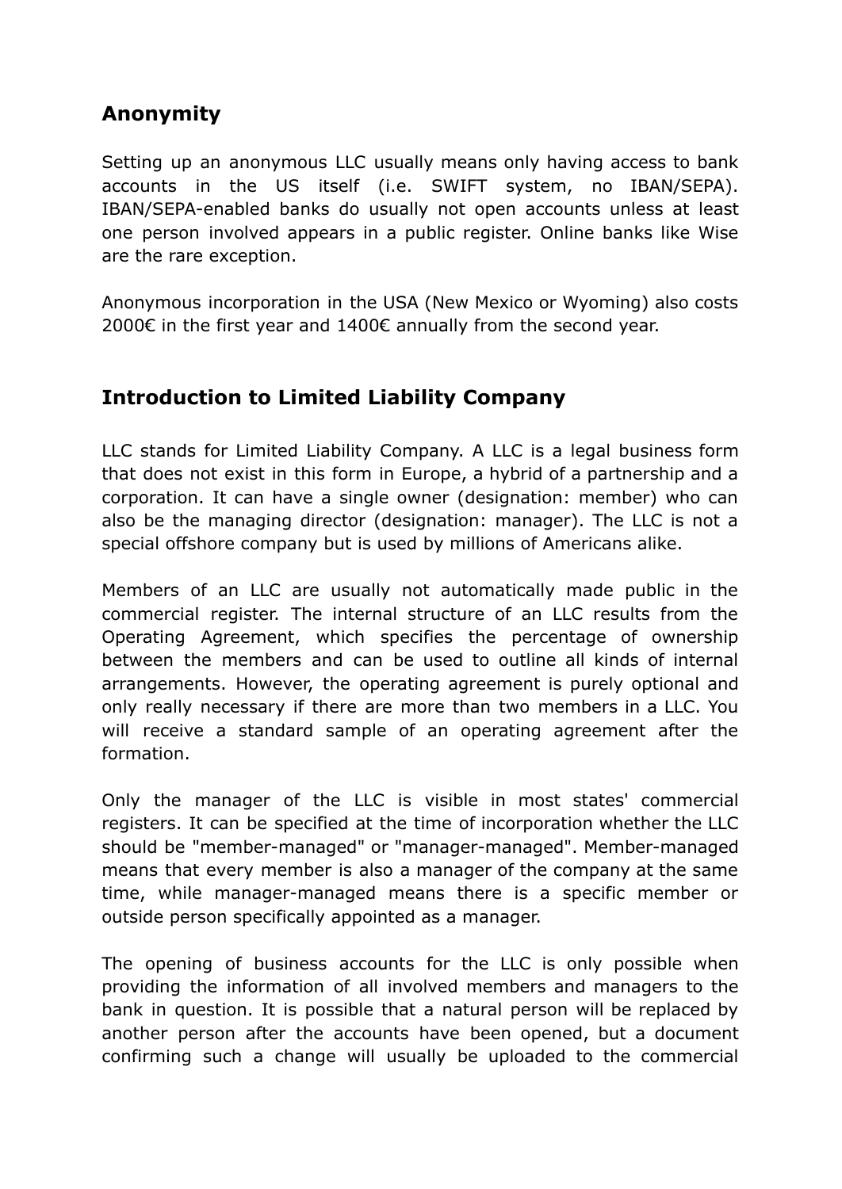## Anonymity

Setting up an anonymous LLC usually means only having access to bank accounts in the US itself (i.e. SWIFT system, no IBAN/SEPA). IBAN/SEPA-enabled banks do usually not open accounts unless at least one person involved appears in a public register. Online banks like Wise are the rare exception.

Anonymous incorporation in the USA (New Mexico or Wyoming) also costs 2000€ in the first year and 1400€ annually from the second year.

## Introduction to Limited Liability Company

LLC stands for Limited Liability Company. A LLC is a legal business form that does not exist in this form in Europe, a hybrid of a partnership and a corporation. It can have a single owner (designation: member) who can also be the managing director (designation: manager). The LLC is not a special offshore company but is used by millions of Americans alike.

Members of an LLC are usually not automatically made public in the commercial register. The internal structure of an LLC results from the Operating Agreement, which specifies the percentage of ownership between the members and can be used to outline all kinds of internal arrangements. However, the operating agreement is purely optional and only really necessary if there are more than two members in a LLC. You will receive a standard sample of an operating agreement after the formation.

Only the manager of the LLC is visible in most states' commercial registers. It can be specified at the time of incorporation whether the LLC should be "member-managed" or "manager-managed". Member-managed means that every member is also a manager of the company at the same time, while manager-managed means there is a specific member or outside person specifically appointed as a manager.

The opening of business accounts for the LLC is only possible when providing the information of all involved members and managers to the bank in question. It is possible that a natural person will be replaced by another person after the accounts have been opened, but a document confirming such a change will usually be uploaded to the commercial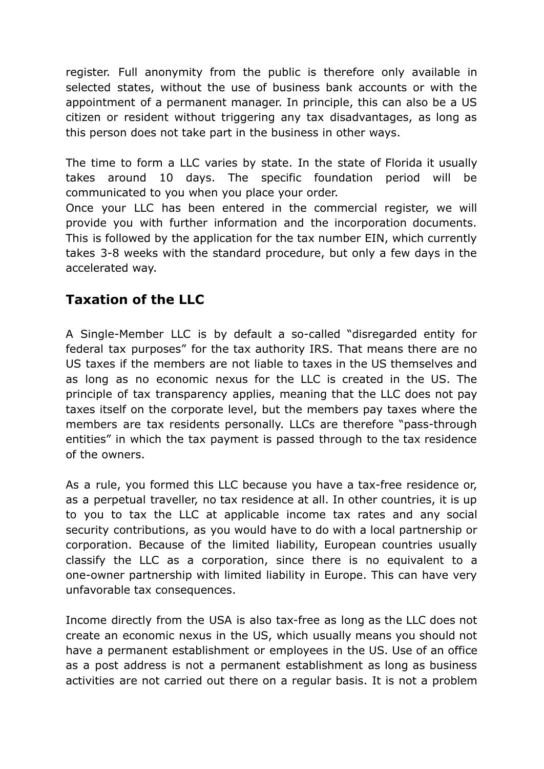register. Full anonymity from the public is therefore only available in selected states, without the use of business bank accounts or with the appointment of a permanent manager. In principle, this can also be a US citizen or resident without triggering any tax disadvantages, as long as this person does not take part in the business in other ways.

The time to form a LLC varies by state. In the state of Florida it usually takes around 10 days. The specific foundation period will be communicated to you when you place your order.
Once your LLC has been entered in the commercial register, we will provide you with further information and the incorporation documents. This is followed by the application for the tax number EIN, which currently takes 3-8 weeks with the standard procedure, but only a few days in the accelerated way.

## Taxation of the LLC

A Single-Member LLC is by default a so-called "disregarded entity for federal tax purposes" for the tax authority IRS. That means there are no US taxes if the members are not liable to taxes in the US themselves and as long as no economic nexus for the LLC is created in the US. The principle of tax transparency applies, meaning that the LLC does not pay taxes itself on the corporate level, but the members pay taxes where the members are tax residents personally. LLCs are therefore "pass-through entities" in which the tax payment is passed through to the tax residence of the owners.

As a rule, you formed this LLC because you have a tax-free residence or, as a perpetual traveller, no tax residence at all. In other countries, it is up to you to tax the LLC at applicable income tax rates and any social security contributions, as you would have to do with a local partnership or corporation. Because of the limited liability, European countries usually classify the LLC as a corporation, since there is no equivalent to a one-owner partnership with limited liability in Europe. This can have very unfavorable tax consequences.

Income directly from the USA is also tax-free as long as the LLC does not create an economic nexus in the US, which usually means you should not have a permanent establishment or employees in the US. Use of an office as a post address is not a permanent establishment as long as business activities are not carried out there on a regular basis. It is not a problem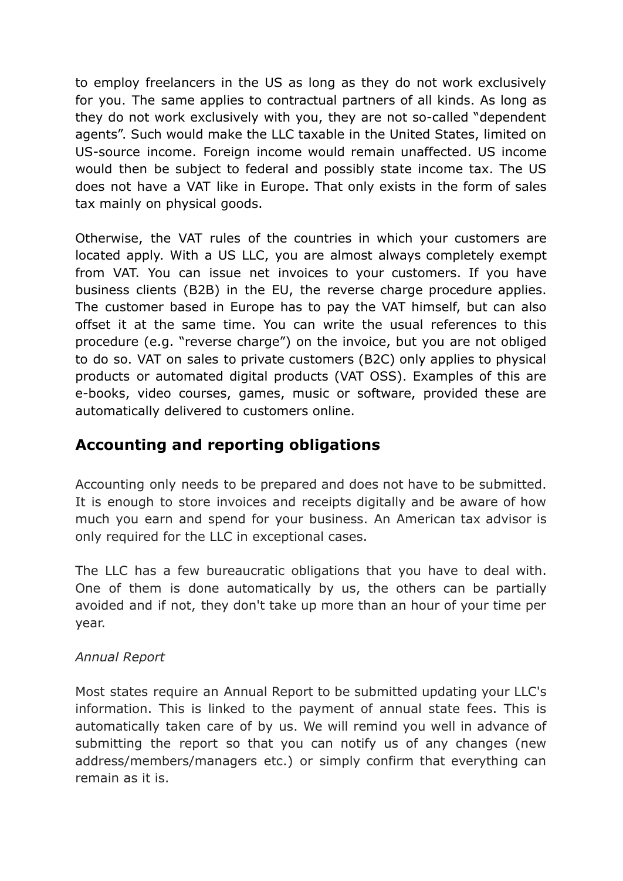to employ freelancers in the US as long as they do not work exclusively for you. The same applies to contractual partners of all kinds. As long as they do not work exclusively with you, they are not so-called “dependent agents”. Such would make the LLC taxable in the United States, limited on US-source income. Foreign income would remain unaffected. US income would then be subject to federal and possibly state income tax. The US does not have a VAT like in Europe. That only exists in the form of sales tax mainly on physical goods.

Otherwise, the VAT rules of the countries in which your customers are located apply. With a US LLC, you are almost always completely exempt from VAT. You can issue net invoices to your customers. If you have business clients (B2B) in the EU, the reverse charge procedure applies. The customer based in Europe has to pay the VAT himself, but can also offset it at the same time. You can write the usual references to this procedure (e.g. “reverse charge”) on the invoice, but you are not obliged to do so. VAT on sales to private customers (B2C) only applies to physical products or automated digital products (VAT OSS). Examples of this are e-books, video courses, games, music or software, provided these are automatically delivered to customers online.

## Accounting and reporting obligations

Accounting only needs to be prepared and does not have to be submitted. It is enough to store invoices and receipts digitally and be aware of how much you earn and spend for your business. An American tax advisor is only required for the LLC in exceptional cases.

The LLC has a few bureaucratic obligations that you have to deal with. One of them is done automatically by us, the others can be partially avoided and if not, they don't take up more than an hour of your time per year.

*Annual Report*

Most states require an Annual Report to be submitted updating your LLC's information. This is linked to the payment of annual state fees. This is automatically taken care of by us. We will remind you well in advance of submitting the report so that you can notify us of any changes (new address/members/managers etc.) or simply confirm that everything can remain as it is.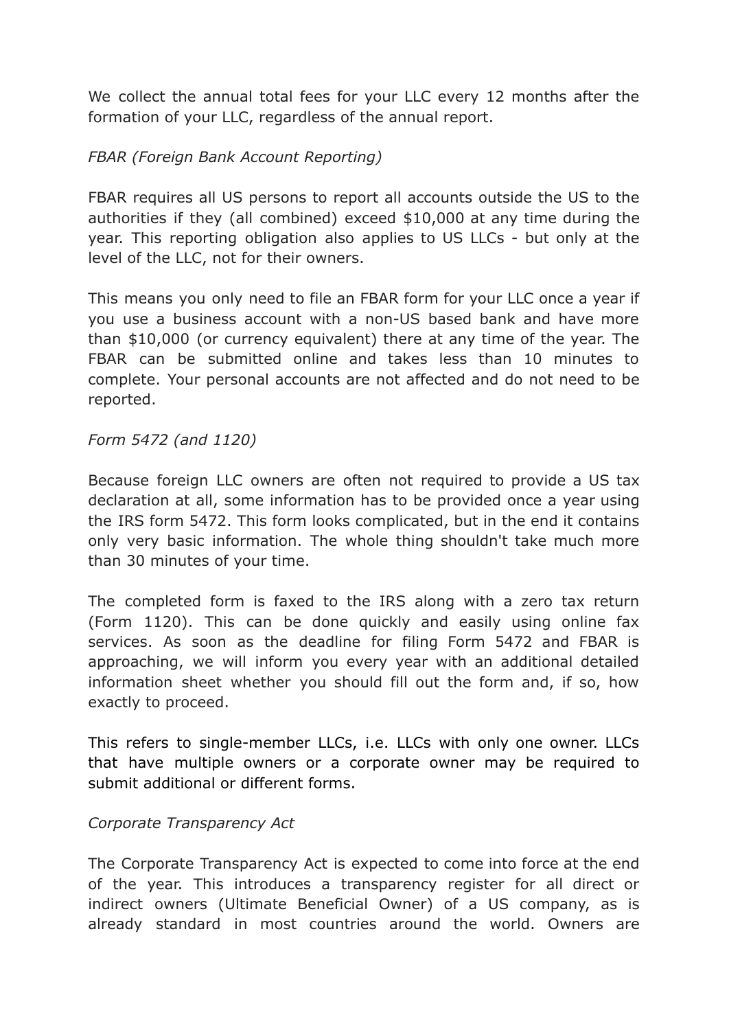We collect the annual total fees for your LLC every 12 months after the formation of your LLC, regardless of the annual report.

*FBAR (Foreign Bank Account Reporting)*

FBAR requires all US persons to report all accounts outside the US to the authorities if they (all combined) exceed $10,000 at any time during the year. This reporting obligation also applies to US LLCs - but only at the level of the LLC, not for their owners.

This means you only need to file an FBAR form for your LLC once a year if you use a business account with a non-US based bank and have more than $10,000 (or currency equivalent) there at any time of the year. The FBAR can be submitted online and takes less than 10 minutes to complete. Your personal accounts are not affected and do not need to be reported.

*Form 5472 (and 1120)*

Because foreign LLC owners are often not required to provide a US tax declaration at all, some information has to be provided once a year using the IRS form 5472. This form looks complicated, but in the end it contains only very basic information. The whole thing shouldn't take much more than 30 minutes of your time.

The completed form is faxed to the IRS along with a zero tax return (Form 1120). This can be done quickly and easily using online fax services. As soon as the deadline for filing Form 5472 and FBAR is approaching, we will inform you every year with an additional detailed information sheet whether you should fill out the form and, if so, how exactly to proceed.

This refers to single-member LLCs, i.e. LLCs with only one owner. LLCs that have multiple owners or a corporate owner may be required to submit additional or different forms.

*Corporate Transparency Act*

The Corporate Transparency Act is expected to come into force at the end of the year. This introduces a transparency register for all direct or indirect owners (Ultimate Beneficial Owner) of a US company, as is already standard in most countries around the world. Owners are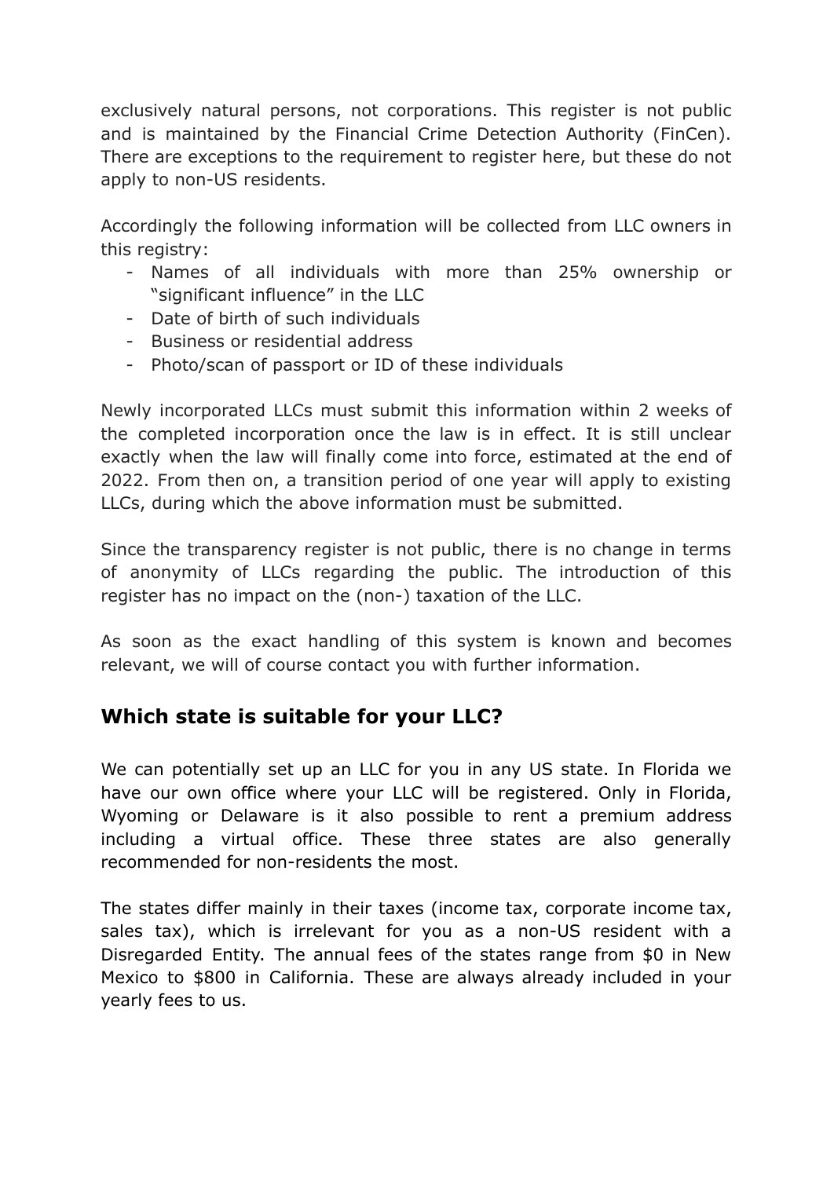exclusively natural persons, not corporations. This register is not public and is maintained by the Financial Crime Detection Authority (FinCen). There are exceptions to the requirement to register here, but these do not apply to non-US residents.

Accordingly the following information will be collected from LLC owners in this registry:

- Names of all individuals with more than 25% ownership or "significant influence" in the LLC
- Date of birth of such individuals
- Business or residential address
- Photo/scan of passport or ID of these individuals

Newly incorporated LLCs must submit this information within 2 weeks of the completed incorporation once the law is in effect. It is still unclear exactly when the law will finally come into force, estimated at the end of 2022. From then on, a transition period of one year will apply to existing LLCs, during which the above information must be submitted.

Since the transparency register is not public, there is no change in terms of anonymity of LLCs regarding the public. The introduction of this register has no impact on the (non-) taxation of the LLC.

As soon as the exact handling of this system is known and becomes relevant, we will of course contact you with further information.

## Which state is suitable for your LLC?

We can potentially set up an LLC for you in any US state. In Florida we have our own office where your LLC will be registered. Only in Florida, Wyoming or Delaware is it also possible to rent a premium address including a virtual office. These three states are also generally recommended for non-residents the most.

The states differ mainly in their taxes (income tax, corporate income tax, sales tax), which is irrelevant for you as a non-US resident with a Disregarded Entity. The annual fees of the states range from $0 in New Mexico to $800 in California. These are always already included in your yearly fees to us.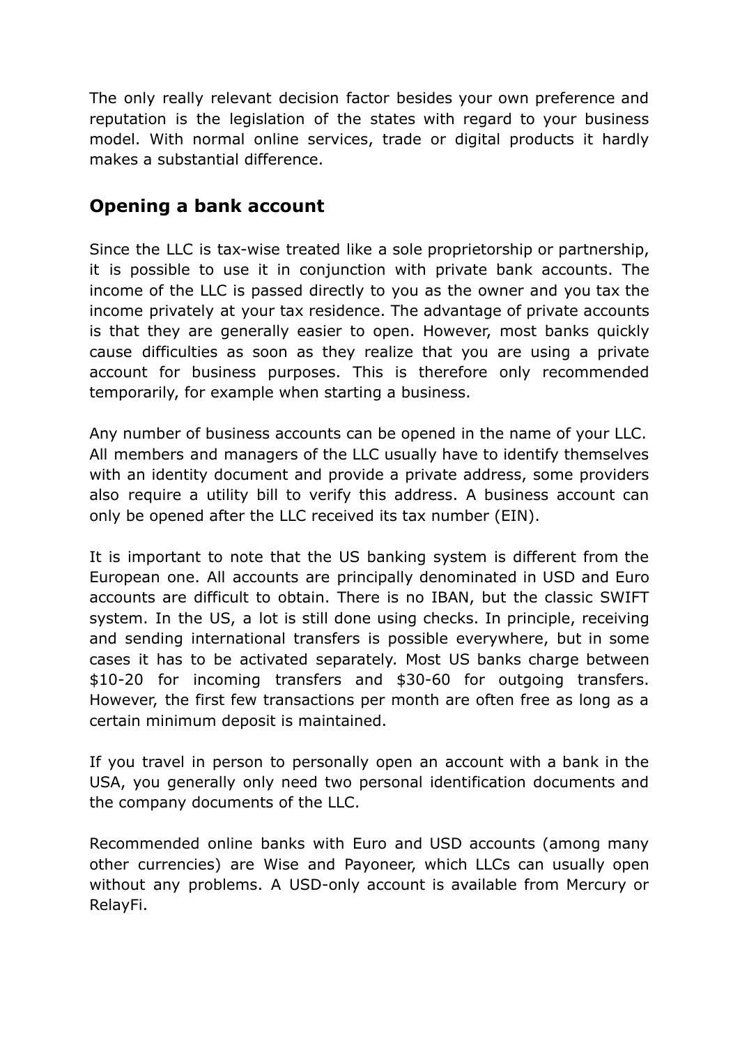The only really relevant decision factor besides your own preference and reputation is the legislation of the states with regard to your business model. With normal online services, trade or digital products it hardly makes a substantial difference.

## Opening a bank account

Since the LLC is tax-wise treated like a sole proprietorship or partnership, it is possible to use it in conjunction with private bank accounts. The income of the LLC is passed directly to you as the owner and you tax the income privately at your tax residence. The advantage of private accounts is that they are generally easier to open. However, most banks quickly cause difficulties as soon as they realize that you are using a private account for business purposes. This is therefore only recommended temporarily, for example when starting a business.

Any number of business accounts can be opened in the name of your LLC. All members and managers of the LLC usually have to identify themselves with an identity document and provide a private address, some providers also require a utility bill to verify this address. A business account can only be opened after the LLC received its tax number (EIN).

It is important to note that the US banking system is different from the European one. All accounts are principally denominated in USD and Euro accounts are difficult to obtain. There is no IBAN, but the classic SWIFT system. In the US, a lot is still done using checks. In principle, receiving and sending international transfers is possible everywhere, but in some cases it has to be activated separately. Most US banks charge between $10-20 for incoming transfers and $30-60 for outgoing transfers. However, the first few transactions per month are often free as long as a certain minimum deposit is maintained.

If you travel in person to personally open an account with a bank in the USA, you generally only need two personal identification documents and the company documents of the LLC.

Recommended online banks with Euro and USD accounts (among many other currencies) are Wise and Payoneer, which LLCs can usually open without any problems. A USD-only account is available from Mercury or RelayFi.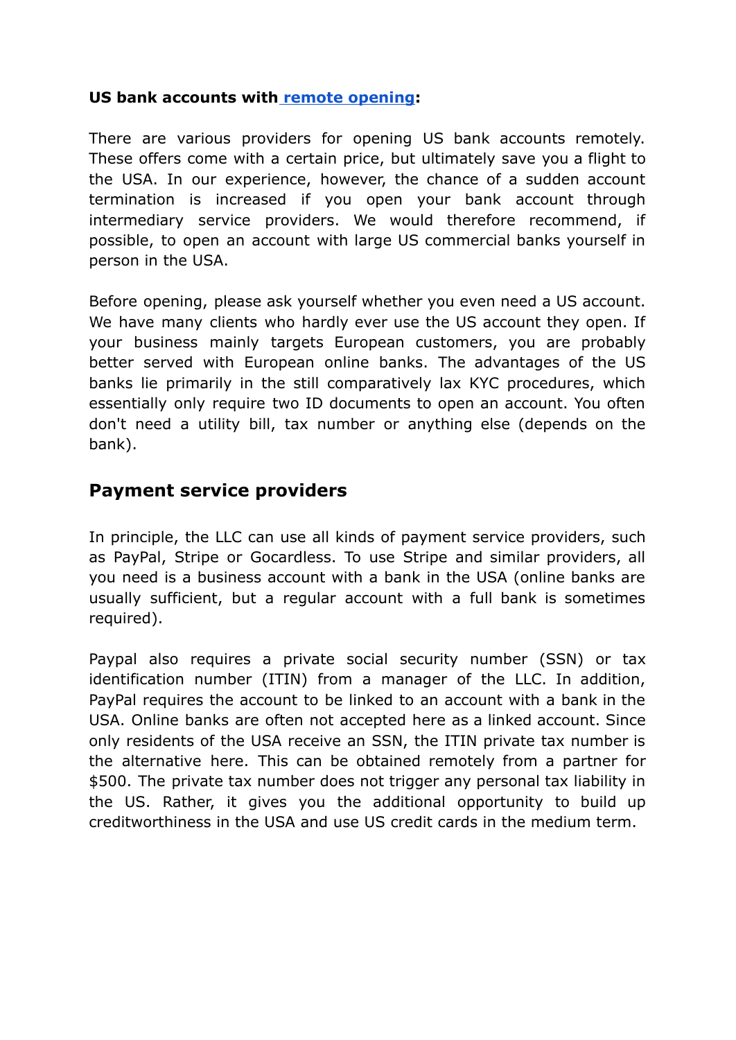**US bank accounts with remote opening:**

There are various providers for opening US bank accounts remotely. These offers come with a certain price, but ultimately save you a flight to the USA. In our experience, however, the chance of a sudden account termination is increased if you open your bank account through intermediary service providers. We would therefore recommend, if possible, to open an account with large US commercial banks yourself in person in the USA.

Before opening, please ask yourself whether you even need a US account. We have many clients who hardly ever use the US account they open. If your business mainly targets European customers, you are probably better served with European online banks. The advantages of the US banks lie primarily in the still comparatively lax KYC procedures, which essentially only require two ID documents to open an account. You often don't need a utility bill, tax number or anything else (depends on the bank).

## Payment service providers

In principle, the LLC can use all kinds of payment service providers, such as PayPal, Stripe or Gocardless. To use Stripe and similar providers, all you need is a business account with a bank in the USA (online banks are usually sufficient, but a regular account with a full bank is sometimes required).

Paypal also requires a private social security number (SSN) or tax identification number (ITIN) from a manager of the LLC. In addition, PayPal requires the account to be linked to an account with a bank in the USA. Online banks are often not accepted here as a linked account. Since only residents of the USA receive an SSN, the ITIN private tax number is the alternative here. This can be obtained remotely from a partner for $500. The private tax number does not trigger any personal tax liability in the US. Rather, it gives you the additional opportunity to build up creditworthiness in the USA and use US credit cards in the medium term.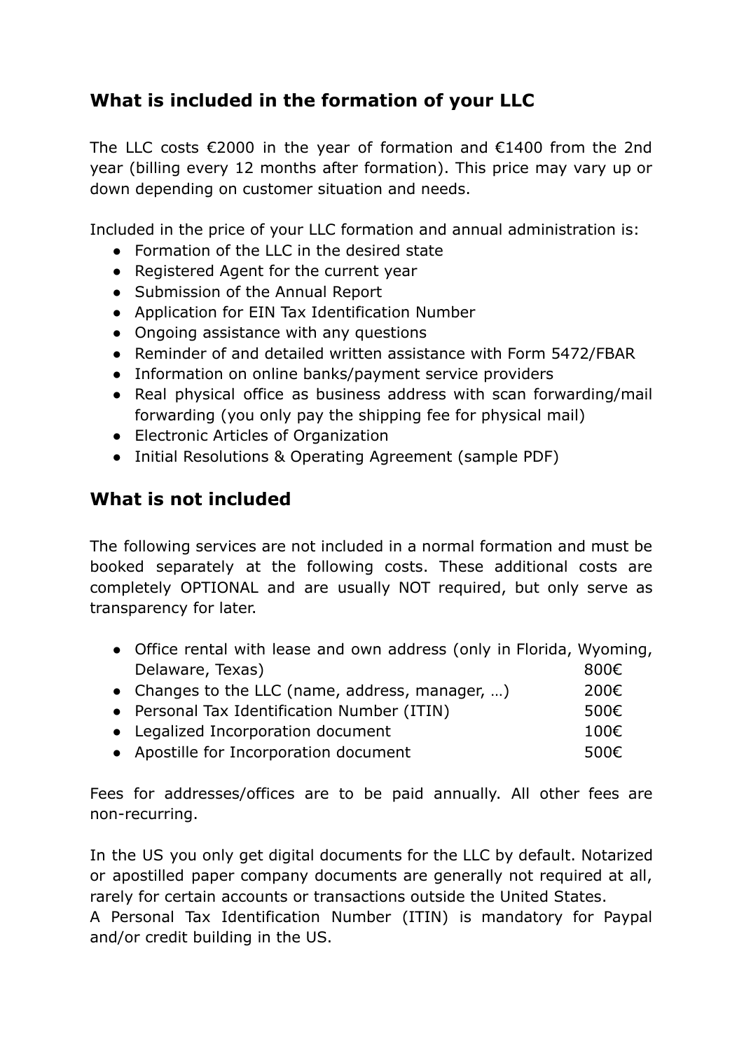## What is included in the formation of your LLC

The LLC costs €2000 in the year of formation and €1400 from the 2nd year (billing every 12 months after formation). This price may vary up or down depending on customer situation and needs.

Included in the price of your LLC formation and annual administration is:

- Formation of the LLC in the desired state
- Registered Agent for the current year
- Submission of the Annual Report
- Application for EIN Tax Identification Number
- Ongoing assistance with any questions
- Reminder of and detailed written assistance with Form 5472/FBAR
- Information on online banks/payment service providers
- Real physical office as business address with scan forwarding/mail forwarding (you only pay the shipping fee for physical mail)
- Electronic Articles of Organization
- Initial Resolutions & Operating Agreement (sample PDF)

## What is not included

The following services are not included in a normal formation and must be booked separately at the following costs. These additional costs are completely OPTIONAL and are usually NOT required, but only serve as transparency for later.

- Office rental with lease and own address (only in Florida, Wyoming, Delaware, Texas) 800€
- Changes to the LLC (name, address, manager, …) 200€
- Personal Tax Identification Number (ITIN) 500€
- Legalized Incorporation document 100€
- Apostille for Incorporation document 500€

Fees for addresses/offices are to be paid annually. All other fees are non-recurring.

In the US you only get digital documents for the LLC by default. Notarized or apostilled paper company documents are generally not required at all, rarely for certain accounts or transactions outside the United States.
A Personal Tax Identification Number (ITIN) is mandatory for Paypal and/or credit building in the US.